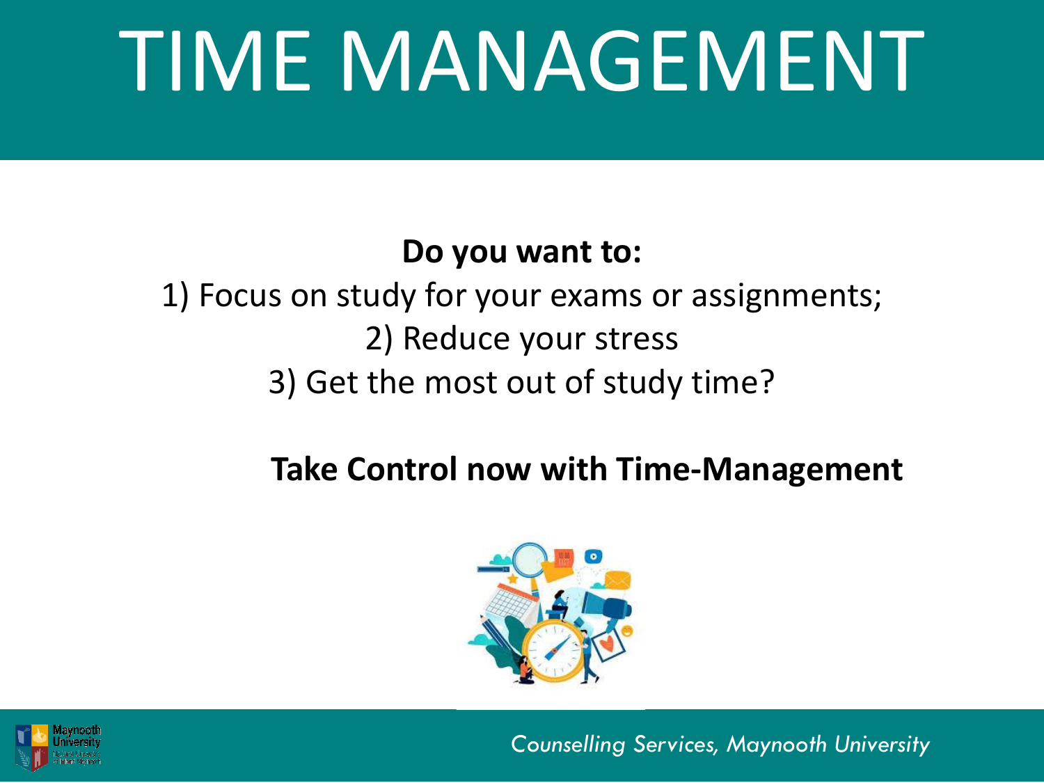# TIME MANAGEMENT

**Do you want to:**

1) Focus on study for your exams or assignments;
2) Reduce your stress
3) Get the most out of study time?

**Take Control now with Time-Management**

*Counselling Services, Maynooth University*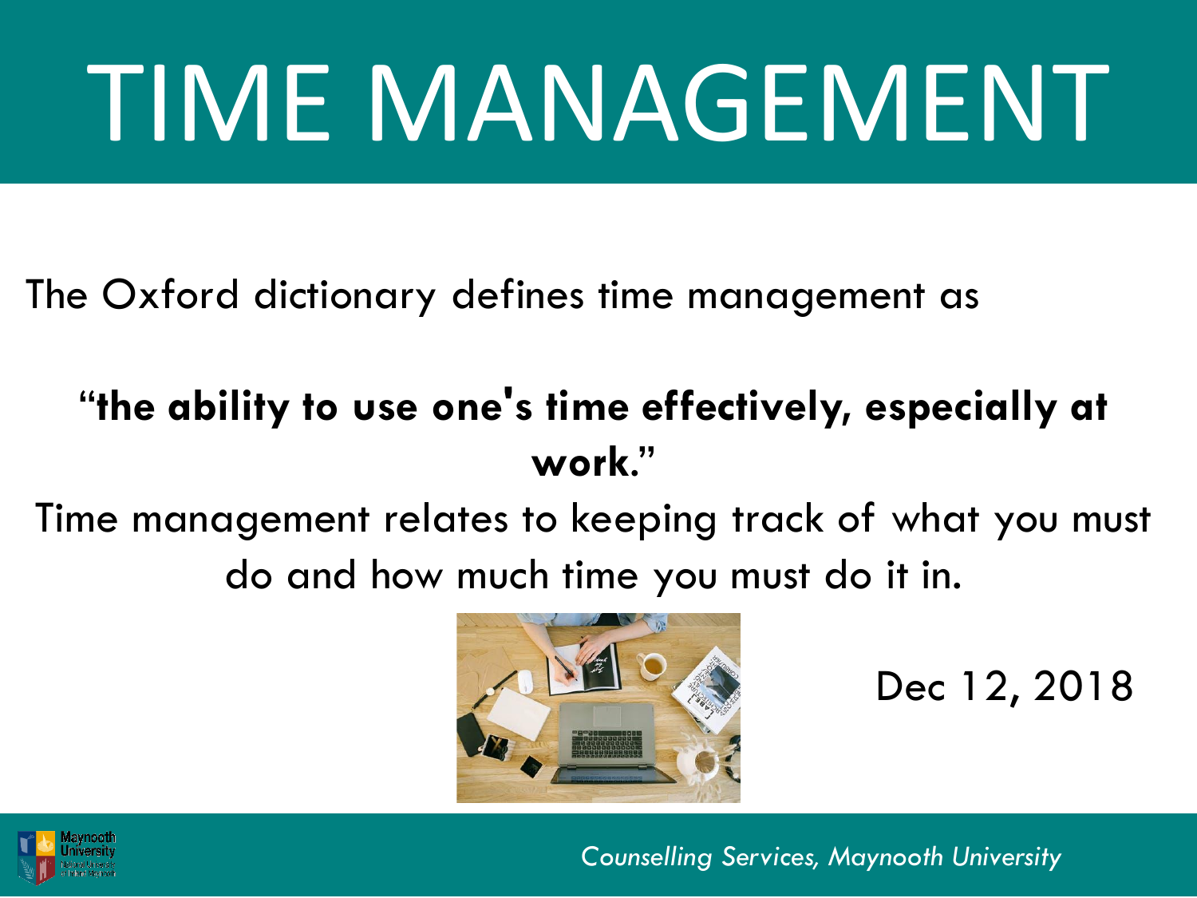# TIME MANAGEMENT

The Oxford dictionary defines time management as

**"the ability to use one's time effectively, especially at work."**

Time management relates to keeping track of what you must do and how much time you must do it in.

Dec 12, 2018

*Counselling Services, Maynooth University*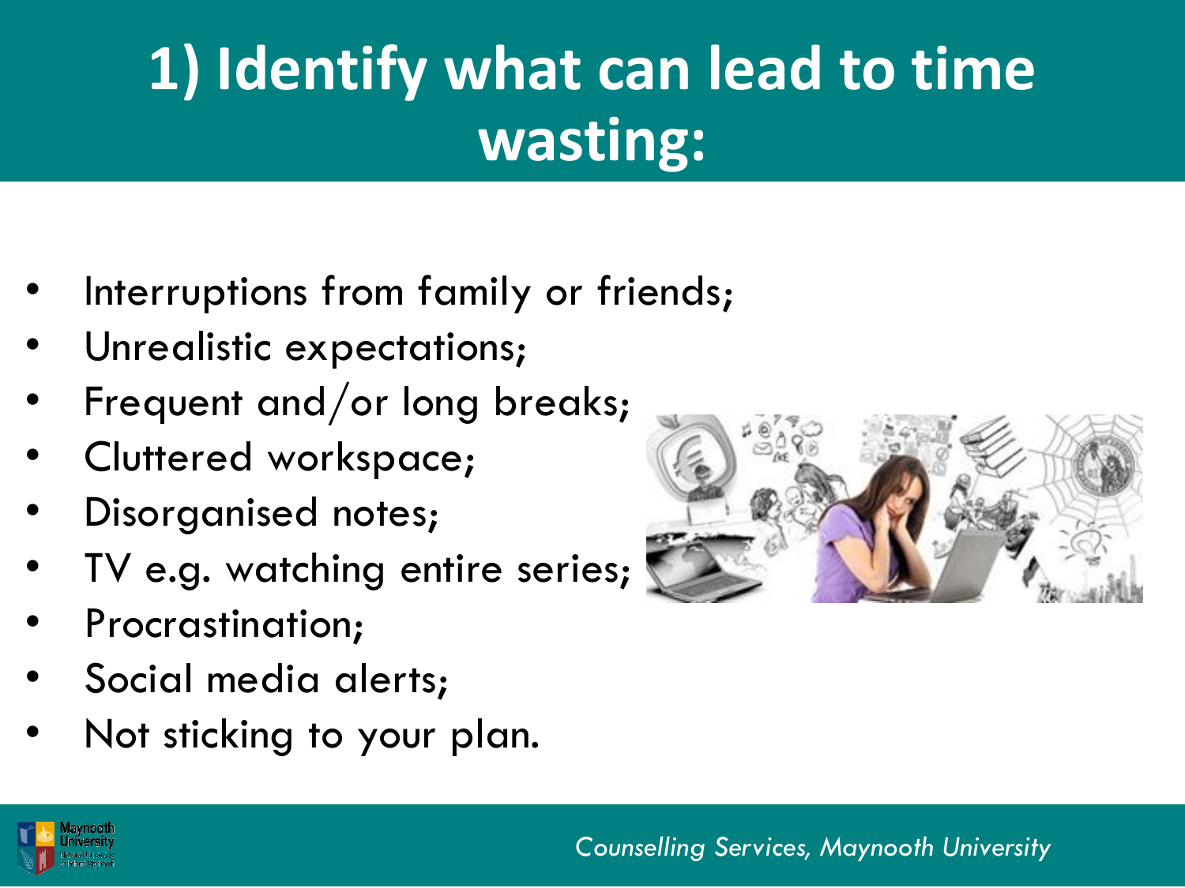# 1) Identify what can lead to time wasting:

- Interruptions from family or friends;
- Unrealistic expectations;
- Frequent and/or long breaks;
- Cluttered workspace;
- Disorganised notes;
- TV e.g. watching entire series;
- Procrastination;
- Social media alerts;
- Not sticking to your plan.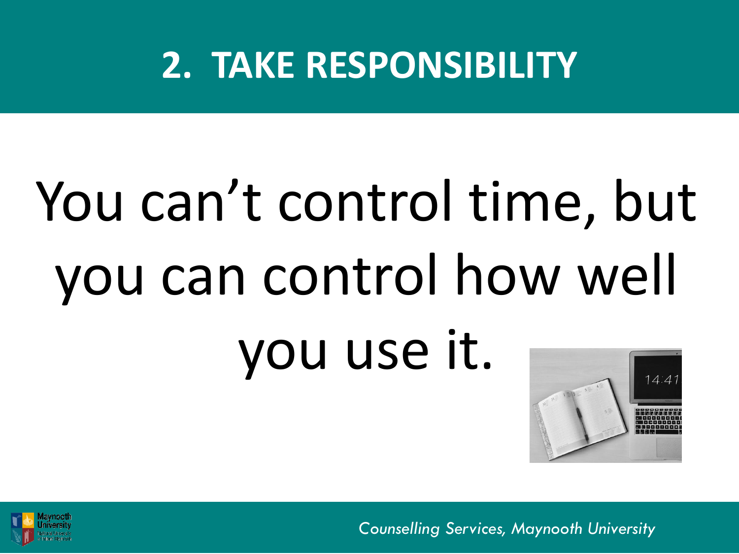# 2. TAKE RESPONSIBILITY

You can't control time, but you can control how well you use it.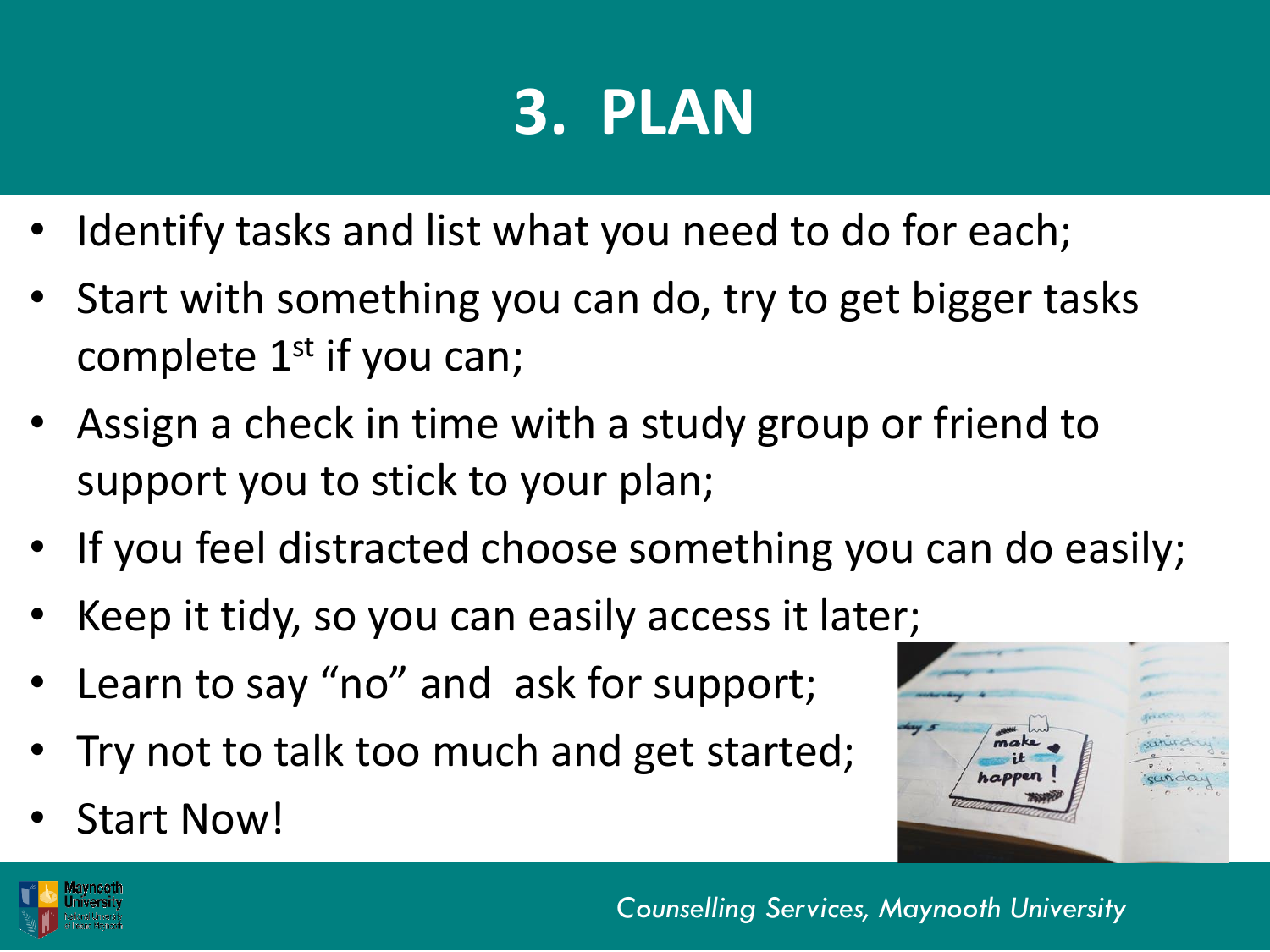# 3. PLAN

- Identify tasks and list what you need to do for each;
- Start with something you can do, try to get bigger tasks complete 1st if you can;
- Assign a check in time with a study group or friend to support you to stick to your plan;
- If you feel distracted choose something you can do easily;
- Keep it tidy, so you can easily access it later;
- Learn to say "no" and ask for support;
- Try not to talk too much and get started;
- Start Now!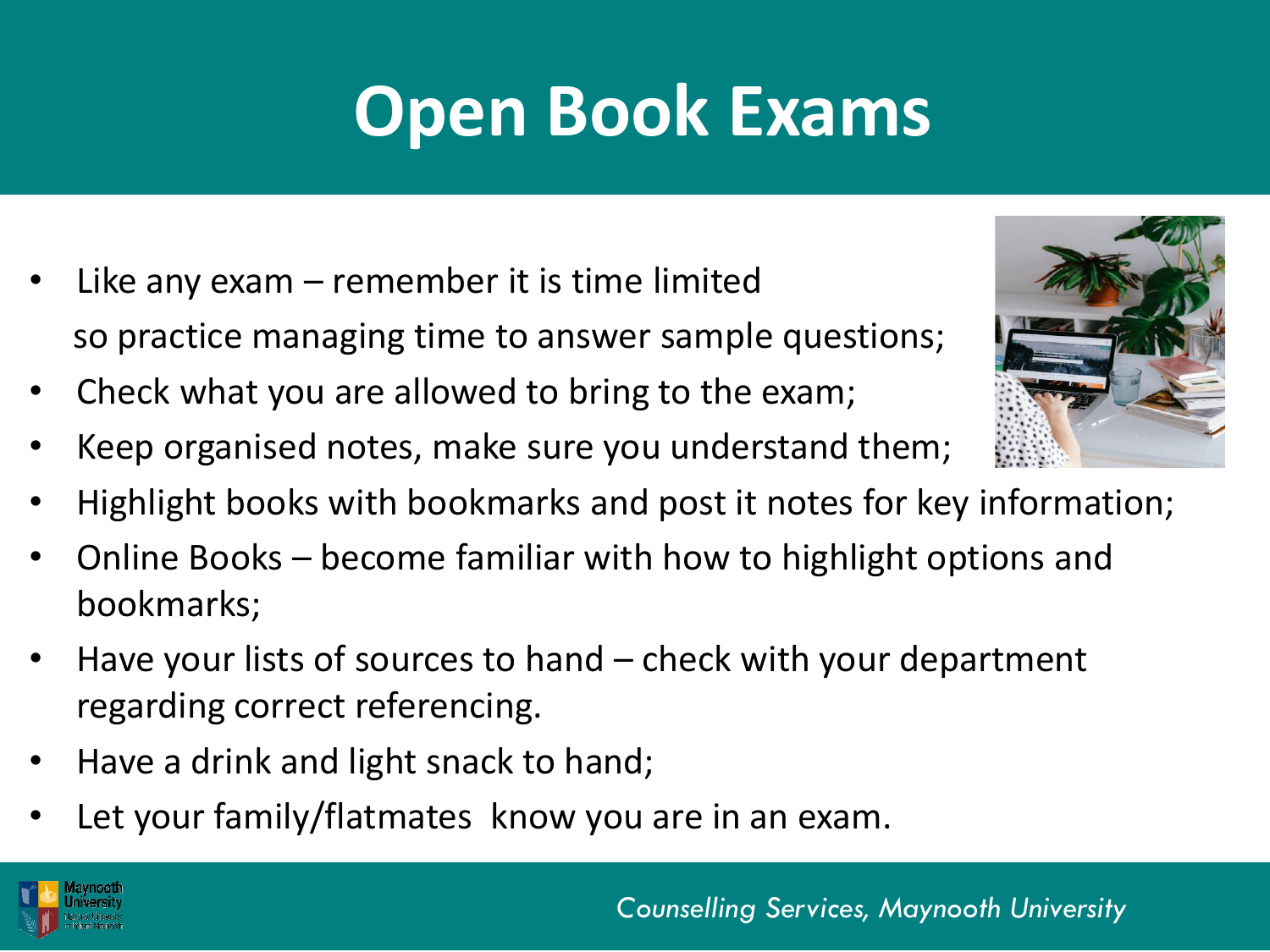# Open Book Exams

- Like any exam – remember it is time limited so practice managing time to answer sample questions;
- Check what you are allowed to bring to the exam;
- Keep organised notes, make sure you understand them;
- Highlight books with bookmarks and post it notes for key information;
- Online Books – become familiar with how to highlight options and bookmarks;
- Have your lists of sources to hand – check with your department regarding correct referencing.
- Have a drink and light snack to hand;
- Let your family/flatmates know you are in an exam.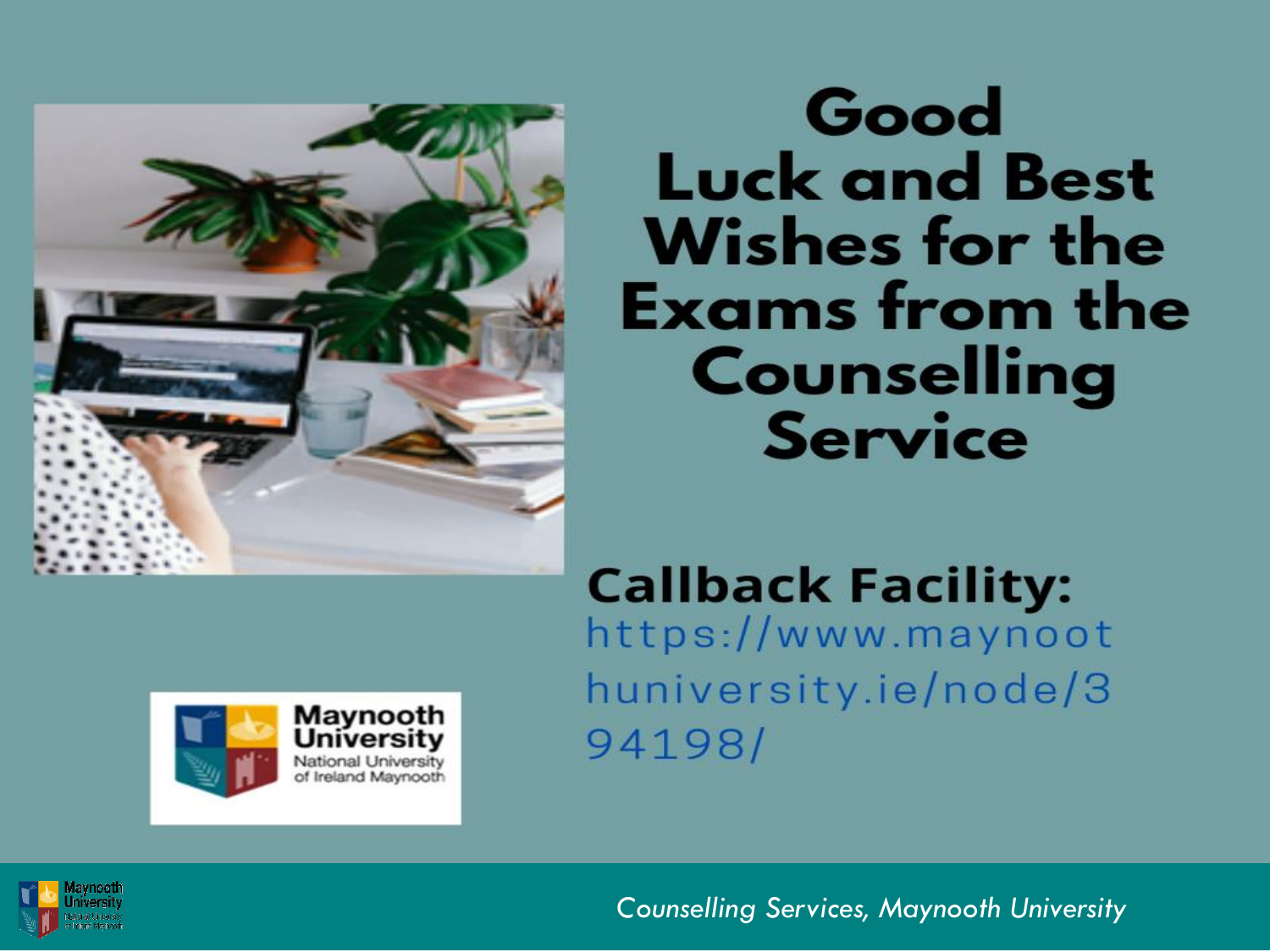# Good Luck and Best Wishes for the Exams from the Counselling Service

**Callback Facility:**
https://www.maynoothuniversity.ie/node/394198/

Maynooth University
National University of Ireland Maynooth

*Counselling Services, Maynooth University*